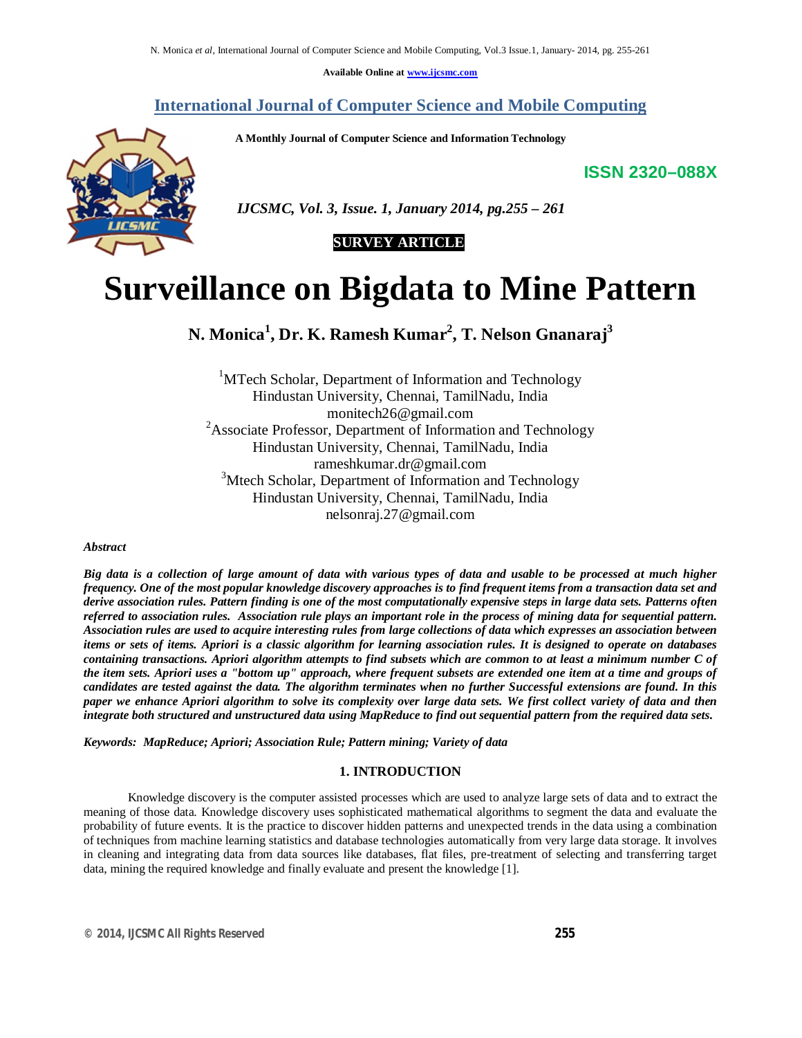Available Online at www.ijcsmc.com

# International Journal of Computer Science and Mobile Computing

A Monthly Journal of Computer Science and Information Technology

ISSN 2320–088X

*IJCSMC, Vol. 3, Issue. 1, January 2014, pg.255 – 261*

**SURVEY ARTICLE**

# Surveillance on Bigdata to Mine Pattern

**N. Monica[1], Dr. K. Ramesh Kumar[2], T. Nelson Gnanaraj[3]**

[1]MTech Scholar, Department of Information and Technology
Hindustan University, Chennai, TamilNadu, India
monitech26@gmail.com

[2]Associate Professor, Department of Information and Technology
Hindustan University, Chennai, TamilNadu, India
rameshkumar.dr@gmail.com

[3]Mtech Scholar, Department of Information and Technology
Hindustan University, Chennai, TamilNadu, India
nelsonraj.27@gmail.com

*Abstract*

***Big data is a collection of large amount of data with various types of data and usable to be processed at much higher frequency. One of the most popular knowledge discovery approaches is to find frequent items from a transaction data set and derive association rules. Pattern finding is one of the most computationally expensive steps in large data sets. Patterns often referred to association rules. Association rule plays an important role in the process of mining data for sequential pattern. Association rules are used to acquire interesting rules from large collections of data which expresses an association between items or sets of items. Apriori is a classic algorithm for learning association rules. It is designed to operate on databases containing transactions. Apriori algorithm attempts to find subsets which are common to at least a minimum number C of the item sets. Apriori uses a "bottom up" approach, where frequent subsets are extended one item at a time and groups of candidates are tested against the data. The algorithm terminates when no further Successful extensions are found. In this paper we enhance Apriori algorithm to solve its complexity over large data sets. We first collect variety of data and then integrate both structured and unstructured data using MapReduce to find out sequential pattern from the required data sets.***

***Keywords:** MapReduce; Apriori; Association Rule; Pattern mining; Variety of data*

## 1. INTRODUCTION

Knowledge discovery is the computer assisted processes which are used to analyze large sets of data and to extract the meaning of those data. Knowledge discovery uses sophisticated mathematical algorithms to segment the data and evaluate the probability of future events. It is the practice to discover hidden patterns and unexpected trends in the data using a combination of techniques from machine learning statistics and database technologies automatically from very large data storage. It involves in cleaning and integrating data from data sources like databases, flat files, pre-treatment of selecting and transferring target data, mining the required knowledge and finally evaluate and present the knowledge [1].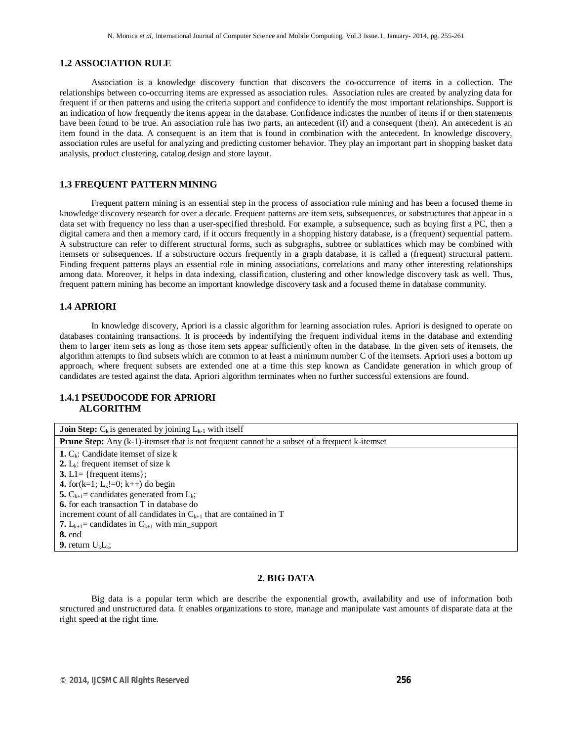### 1.2 ASSOCIATION RULE

Association is a knowledge discovery function that discovers the co-occurrence of items in a collection. The relationships between co-occurring items are expressed as association rules. Association rules are created by analyzing data for frequent if or then patterns and using the criteria support and confidence to identify the most important relationships. Support is an indication of how frequently the items appear in the database. Confidence indicates the number of items if or then statements have been found to be true. An association rule has two parts, an antecedent (if) and a consequent (then). An antecedent is an item found in the data. A consequent is an item that is found in combination with the antecedent. In knowledge discovery, association rules are useful for analyzing and predicting customer behavior. They play an important part in shopping basket data analysis, product clustering, catalog design and store layout.

### 1.3 FREQUENT PATTERN MINING

Frequent pattern mining is an essential step in the process of association rule mining and has been a focused theme in knowledge discovery research for over a decade. Frequent patterns are item sets, subsequences, or substructures that appear in a data set with frequency no less than a user-specified threshold. For example, a subsequence, such as buying first a PC, then a digital camera and then a memory card, if it occurs frequently in a shopping history database, is a (frequent) sequential pattern. A substructure can refer to different structural forms, such as subgraphs, subtree or sublattices which may be combined with itemsets or subsequences. If a substructure occurs frequently in a graph database, it is called a (frequent) structural pattern. Finding frequent patterns plays an essential role in mining associations, correlations and many other interesting relationships among data. Moreover, it helps in data indexing, classification, clustering and other knowledge discovery task as well. Thus, frequent pattern mining has become an important knowledge discovery task and a focused theme in database community.

### 1.4 APRIORI

In knowledge discovery, Apriori is a classic algorithm for learning association rules. Apriori is designed to operate on databases containing transactions. It is proceeds by indentifying the frequent individual items in the database and extending them to larger item sets as long as those item sets appear sufficiently often in the database. In the given sets of itemsets, the algorithm attempts to find subsets which are common to at least a minimum number C of the itemsets. Apriori uses a bottom up approach, where frequent subsets are extended one at a time this step known as Candidate generation in which group of candidates are tested against the data. Apriori algorithm terminates when no further successful extensions are found.

#### 1.4.1 PSEUDOCODE FOR APRIORI ALGORITHM

| **Join Step:** $C_k$ is generated by joining $L_{k-1}$ with itself |
|---|
| **Prune Step:** Any (k-1)-itemset that is not frequent cannot be a subset of a frequent k-itemset |
| **1.** $C_k$: Candidate itemset of size k<br>**2.** $L_k$: frequent itemset of size k<br>**3.** L1= {frequent items};<br>**4.** for(k=1; $L_k$!=0; k++) do begin<br>**5.** $C_{k+1}$= candidates generated from $L_k$;<br>**6.** for each transaction T in database do<br>increment count of all candidates in $C_{k+1}$ that are contained in T<br>**7.** $L_{k+1}$= candidates in $C_{k+1}$ with min_support<br>**8.** end<br>**9.** return $U_k L_k$; |

## 2. BIG DATA

Big data is a popular term which are describe the exponential growth, availability and use of information both structured and unstructured data. It enables organizations to store, manage and manipulate vast amounts of disparate data at the right speed at the right time.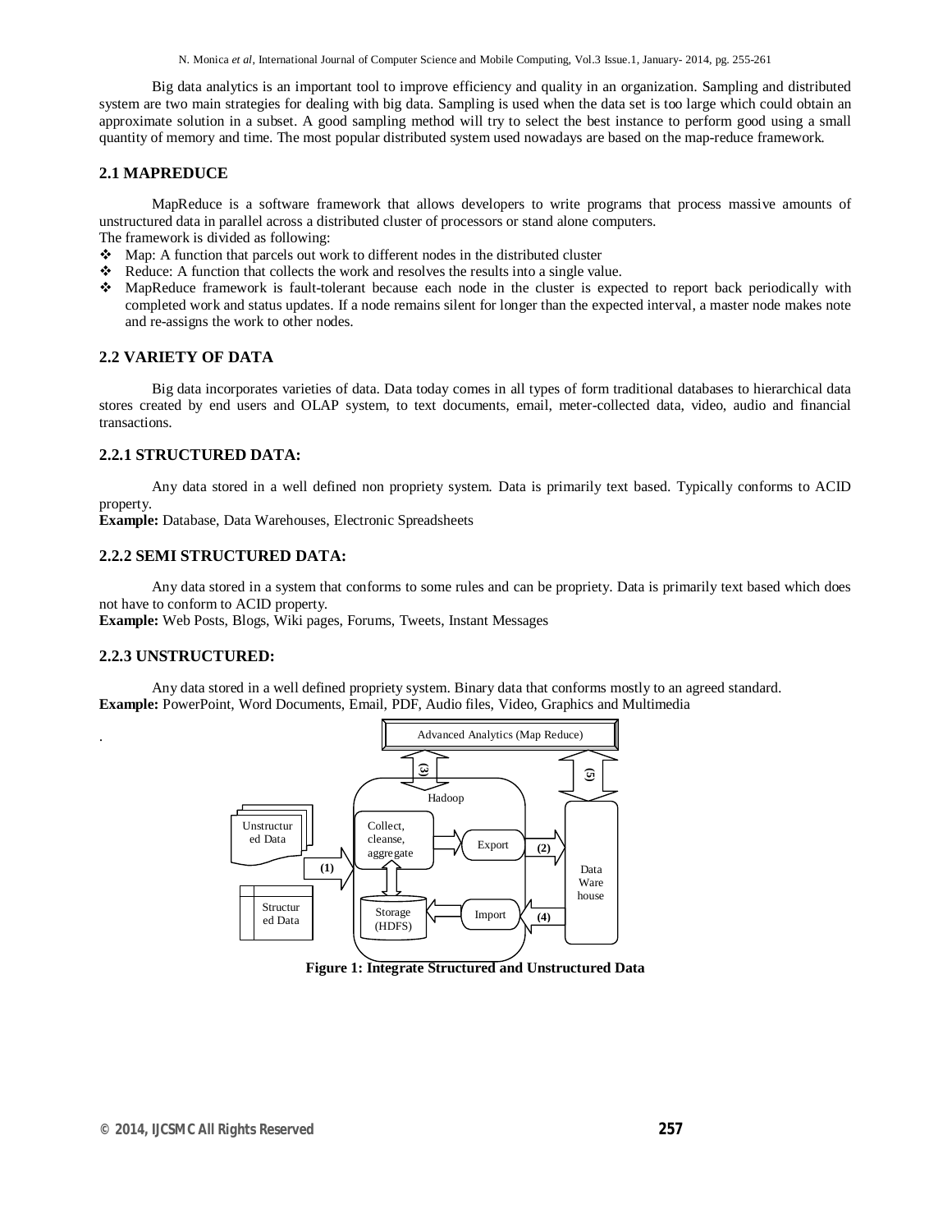Big data analytics is an important tool to improve efficiency and quality in an organization. Sampling and distributed system are two main strategies for dealing with big data. Sampling is used when the data set is too large which could obtain an approximate solution in a subset. A good sampling method will try to select the best instance to perform good using a small quantity of memory and time. The most popular distributed system used nowadays are based on the map-reduce framework.

### 2.1 MAPREDUCE

MapReduce is a software framework that allows developers to write programs that process massive amounts of unstructured data in parallel across a distributed cluster of processors or stand alone computers.
The framework is divided as following:

- Map: A function that parcels out work to different nodes in the distributed cluster
- Reduce: A function that collects the work and resolves the results into a single value.
- MapReduce framework is fault-tolerant because each node in the cluster is expected to report back periodically with completed work and status updates. If a node remains silent for longer than the expected interval, a master node makes note and re-assigns the work to other nodes.

### 2.2 VARIETY OF DATA

Big data incorporates varieties of data. Data today comes in all types of form traditional databases to hierarchical data stores created by end users and OLAP system, to text documents, email, meter-collected data, video, audio and financial transactions.

### 2.2.1 STRUCTURED DATA:

Any data stored in a well defined non propriety system. Data is primarily text based. Typically conforms to ACID property.
**Example:** Database, Data Warehouses, Electronic Spreadsheets

### 2.2.2 SEMI STRUCTURED DATA:

Any data stored in a system that conforms to some rules and can be propriety. Data is primarily text based which does not have to conform to ACID property.
**Example:** Web Posts, Blogs, Wiki pages, Forums, Tweets, Instant Messages

### 2.2.3 UNSTRUCTURED:

Any data stored in a well defined propriety system. Binary data that conforms mostly to an agreed standard.
**Example:** PowerPoint, Word Documents, Email, PDF, Audio files, Video, Graphics and Multimedia

Advanced Analytics (Map Reduce)
(3) (5)
Hadoop
Unstructured Data
Structured Data
(1)
Collect, cleanse, aggregate
Export
(2)
Storage (HDFS)
Import
(4)
Data Ware house

**Figure 1: Integrate Structured and Unstructured Data**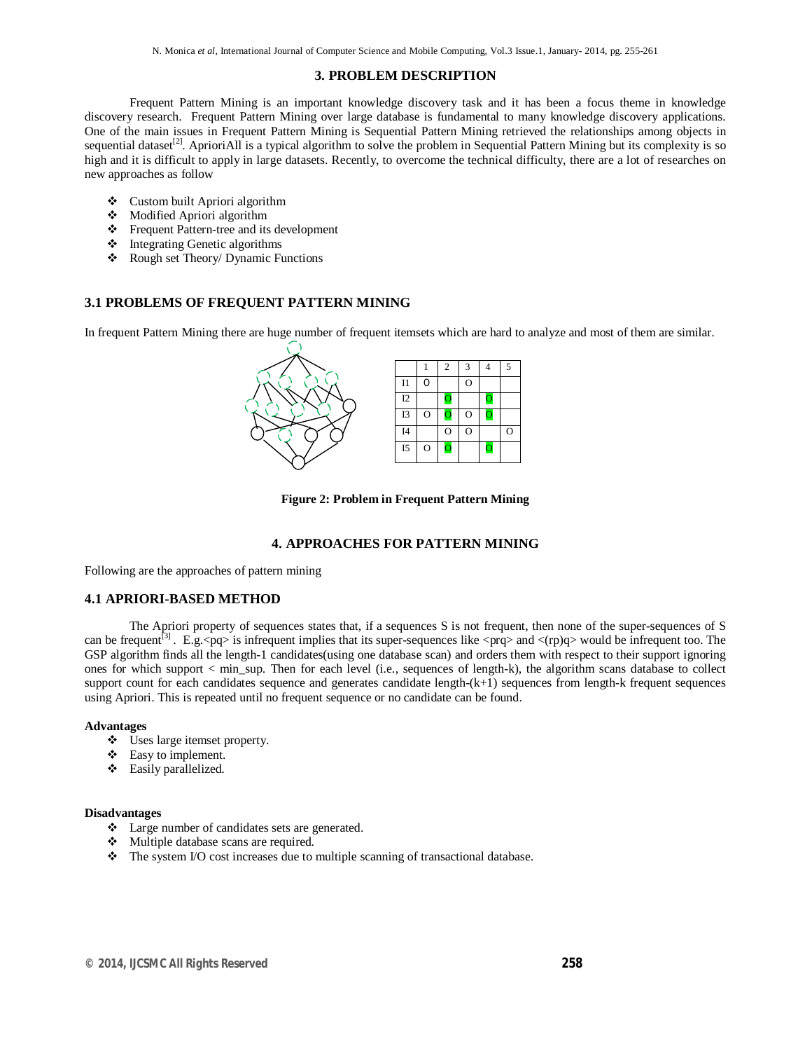## 3. PROBLEM DESCRIPTION

Frequent Pattern Mining is an important knowledge discovery task and it has been a focus theme in knowledge discovery research. Frequent Pattern Mining over large database is fundamental to many knowledge discovery applications. One of the main issues in Frequent Pattern Mining is Sequential Pattern Mining retrieved the relationships among objects in sequential dataset[2]. AprioriAll is a typical algorithm to solve the problem in Sequential Pattern Mining but its complexity is so high and it is difficult to apply in large datasets. Recently, to overcome the technical difficulty, there are a lot of researches on new approaches as follow

- Custom built Apriori algorithm
- Modified Apriori algorithm
- Frequent Pattern-tree and its development
- Integrating Genetic algorithms
- Rough set Theory/ Dynamic Functions

### 3.1 PROBLEMS OF FREQUENT PATTERN MINING

In frequent Pattern Mining there are huge number of frequent itemsets which are hard to analyze and most of them are similar.

| | 1 | 2 | 3 | 4 | 5 |
|---|---|---|---|---|---|
| I1 | O | | O | | |
| I2 | | O | | O | |
| I3 | O | O | O | O | |
| I4 | | O | O | | O |
| I5 | O | O | | O | |

**Figure 2: Problem in Frequent Pattern Mining**

## 4. APPROACHES FOR PATTERN MINING

Following are the approaches of pattern mining

### 4.1 APRIORI-BASED METHOD

The Apriori property of sequences states that, if a sequences S is not frequent, then none of the super-sequences of S can be frequent[3]. E.g.<pq> is infrequent implies that its super-sequences like <prq> and <(rp)q> would be infrequent too. The GSP algorithm finds all the length-1 candidates(using one database scan) and orders them with respect to their support ignoring ones for which support < min_sup. Then for each level (i.e., sequences of length-k), the algorithm scans database to collect support count for each candidates sequence and generates candidate length-(k+1) sequences from length-k frequent sequences using Apriori. This is repeated until no frequent sequence or no candidate can be found.

**Advantages**

- Uses large itemset property.
- Easy to implement.
- Easily parallelized.

**Disadvantages**

- Large number of candidates sets are generated.
- Multiple database scans are required.
- The system I/O cost increases due to multiple scanning of transactional database.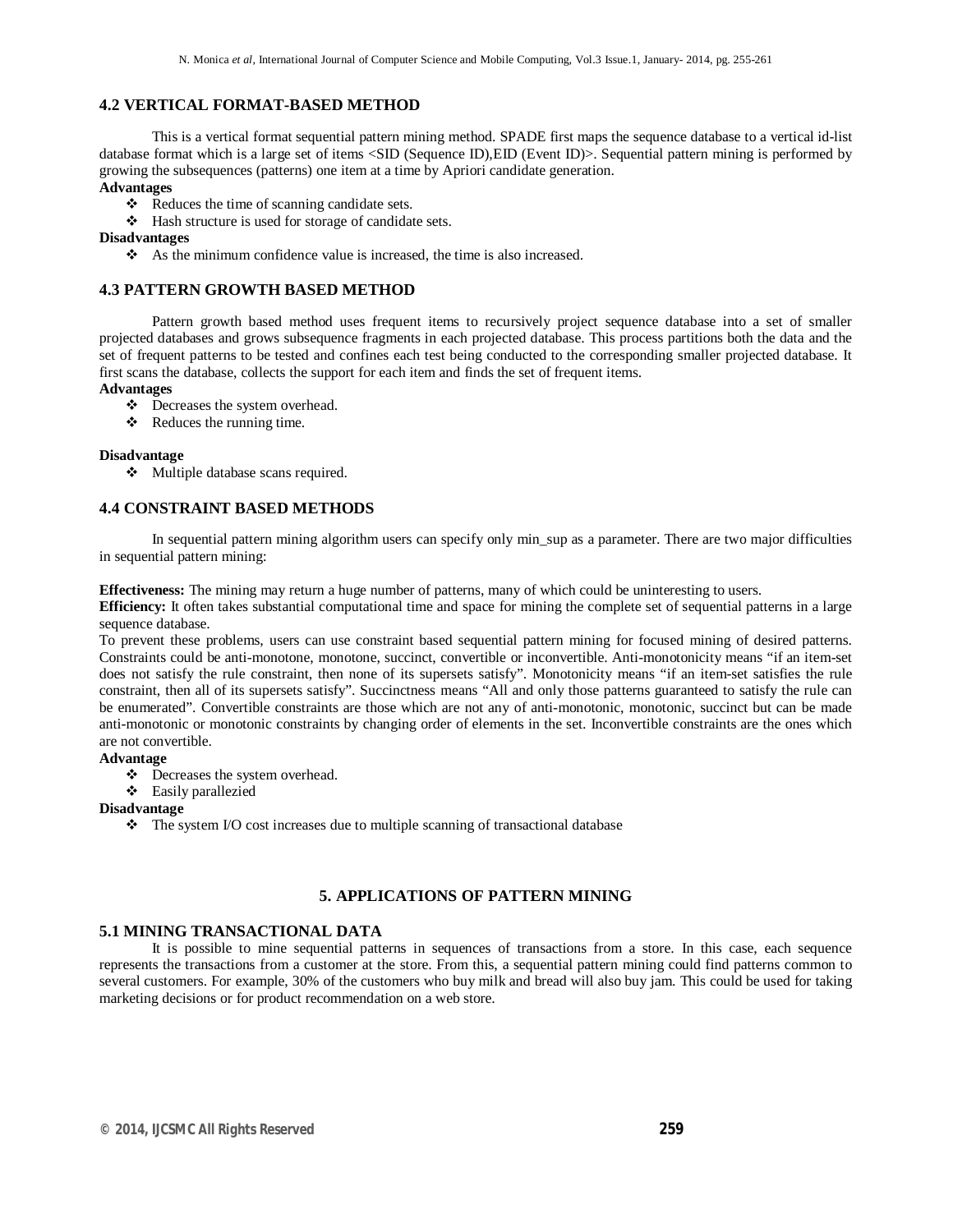## 4.2 VERTICAL FORMAT-BASED METHOD

This is a vertical format sequential pattern mining method. SPADE first maps the sequence database to a vertical id-list database format which is a large set of items <SID (Sequence ID),EID (Event ID)>. Sequential pattern mining is performed by growing the subsequences (patterns) one item at a time by Apriori candidate generation.

**Advantages**

- Reduces the time of scanning candidate sets.
- Hash structure is used for storage of candidate sets.

**Disadvantages**

- As the minimum confidence value is increased, the time is also increased.

## 4.3 PATTERN GROWTH BASED METHOD

Pattern growth based method uses frequent items to recursively project sequence database into a set of smaller projected databases and grows subsequence fragments in each projected database. This process partitions both the data and the set of frequent patterns to be tested and confines each test being conducted to the corresponding smaller projected database. It first scans the database, collects the support for each item and finds the set of frequent items.

**Advantages**

- Decreases the system overhead.
- Reduces the running time.

**Disadvantage**

- Multiple database scans required.

## 4.4 CONSTRAINT BASED METHODS

In sequential pattern mining algorithm users can specify only min_sup as a parameter. There are two major difficulties in sequential pattern mining:

**Effectiveness:** The mining may return a huge number of patterns, many of which could be uninteresting to users.

**Efficiency:** It often takes substantial computational time and space for mining the complete set of sequential patterns in a large sequence database.

To prevent these problems, users can use constraint based sequential pattern mining for focused mining of desired patterns. Constraints could be anti-monotone, monotone, succinct, convertible or inconvertible. Anti-monotonicity means "if an item-set does not satisfy the rule constraint, then none of its supersets satisfy". Monotonicity means "if an item-set satisfies the rule constraint, then all of its supersets satisfy". Succinctness means "All and only those patterns guaranteed to satisfy the rule can be enumerated". Convertible constraints are those which are not any of anti-monotonic, monotonic, succinct but can be made anti-monotonic or monotonic constraints by changing order of elements in the set. Inconvertible constraints are the ones which are not convertible.

**Advantage**

- Decreases the system overhead.
- Easily parallezied

**Disadvantage**

- The system I/O cost increases due to multiple scanning of transactional database

# 5. APPLICATIONS OF PATTERN MINING

## 5.1 MINING TRANSACTIONAL DATA

It is possible to mine sequential patterns in sequences of transactions from a store. In this case, each sequence represents the transactions from a customer at the store. From this, a sequential pattern mining could find patterns common to several customers. For example, 30% of the customers who buy milk and bread will also buy jam. This could be used for taking marketing decisions or for product recommendation on a web store.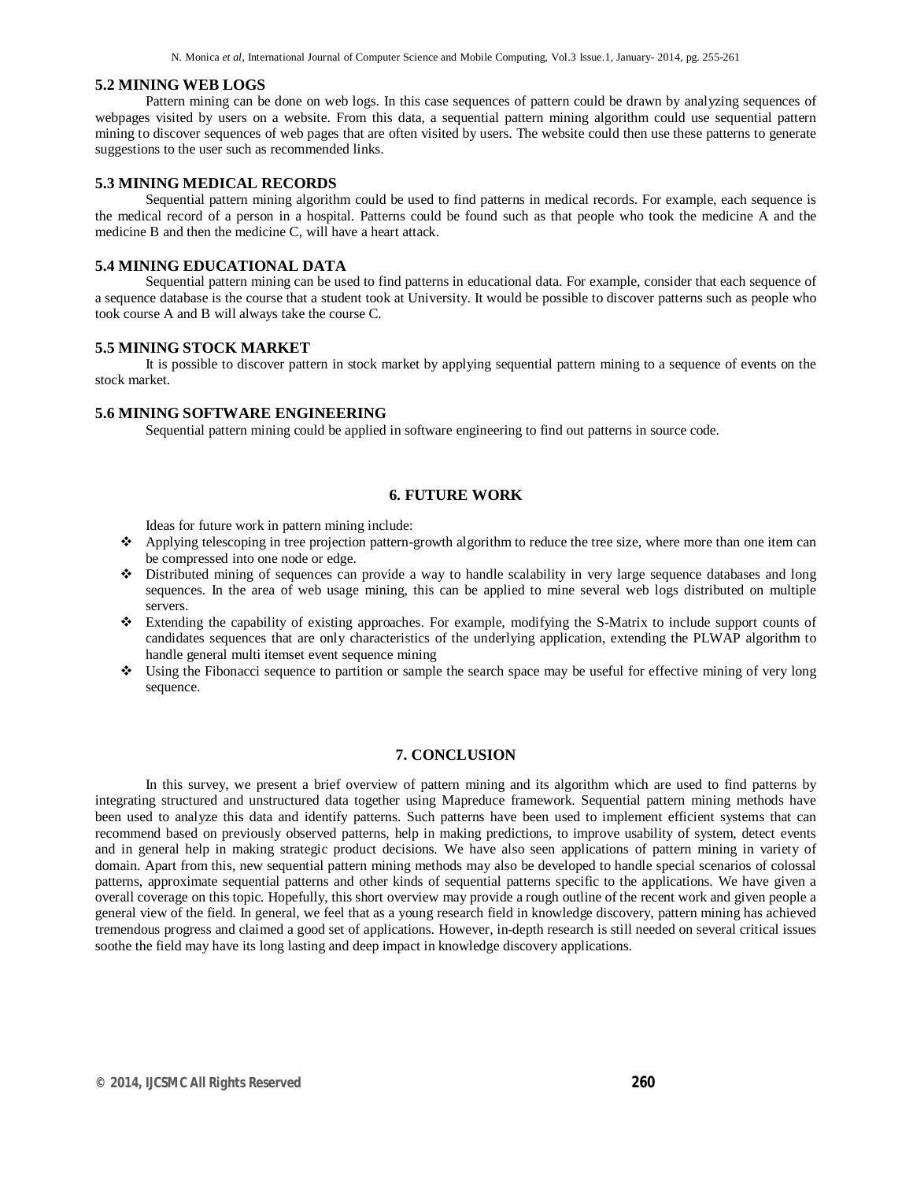### 5.2 MINING WEB LOGS

Pattern mining can be done on web logs. In this case sequences of pattern could be drawn by analyzing sequences of webpages visited by users on a website. From this data, a sequential pattern mining algorithm could use sequential pattern mining to discover sequences of web pages that are often visited by users. The website could then use these patterns to generate suggestions to the user such as recommended links.

### 5.3 MINING MEDICAL RECORDS

Sequential pattern mining algorithm could be used to find patterns in medical records. For example, each sequence is the medical record of a person in a hospital. Patterns could be found such as that people who took the medicine A and the medicine B and then the medicine C, will have a heart attack.

### 5.4 MINING EDUCATIONAL DATA

Sequential pattern mining can be used to find patterns in educational data. For example, consider that each sequence of a sequence database is the course that a student took at University. It would be possible to discover patterns such as people who took course A and B will always take the course C.

### 5.5 MINING STOCK MARKET

It is possible to discover pattern in stock market by applying sequential pattern mining to a sequence of events on the stock market.

### 5.6 MINING SOFTWARE ENGINEERING

Sequential pattern mining could be applied in software engineering to find out patterns in source code.

## 6. FUTURE WORK

Ideas for future work in pattern mining include:

- Applying telescoping in tree projection pattern-growth algorithm to reduce the tree size, where more than one item can be compressed into one node or edge.
- Distributed mining of sequences can provide a way to handle scalability in very large sequence databases and long sequences. In the area of web usage mining, this can be applied to mine several web logs distributed on multiple servers.
- Extending the capability of existing approaches. For example, modifying the S-Matrix to include support counts of candidates sequences that are only characteristics of the underlying application, extending the PLWAP algorithm to handle general multi itemset event sequence mining
- Using the Fibonacci sequence to partition or sample the search space may be useful for effective mining of very long sequence.

## 7. CONCLUSION

In this survey, we present a brief overview of pattern mining and its algorithm which are used to find patterns by integrating structured and unstructured data together using Mapreduce framework. Sequential pattern mining methods have been used to analyze this data and identify patterns. Such patterns have been used to implement efficient systems that can recommend based on previously observed patterns, help in making predictions, to improve usability of system, detect events and in general help in making strategic product decisions. We have also seen applications of pattern mining in variety of domain. Apart from this, new sequential pattern mining methods may also be developed to handle special scenarios of colossal patterns, approximate sequential patterns and other kinds of sequential patterns specific to the applications. We have given a overall coverage on this topic. Hopefully, this short overview may provide a rough outline of the recent work and given people a general view of the field. In general, we feel that as a young research field in knowledge discovery, pattern mining has achieved tremendous progress and claimed a good set of applications. However, in-depth research is still needed on several critical issues soothe the field may have its long lasting and deep impact in knowledge discovery applications.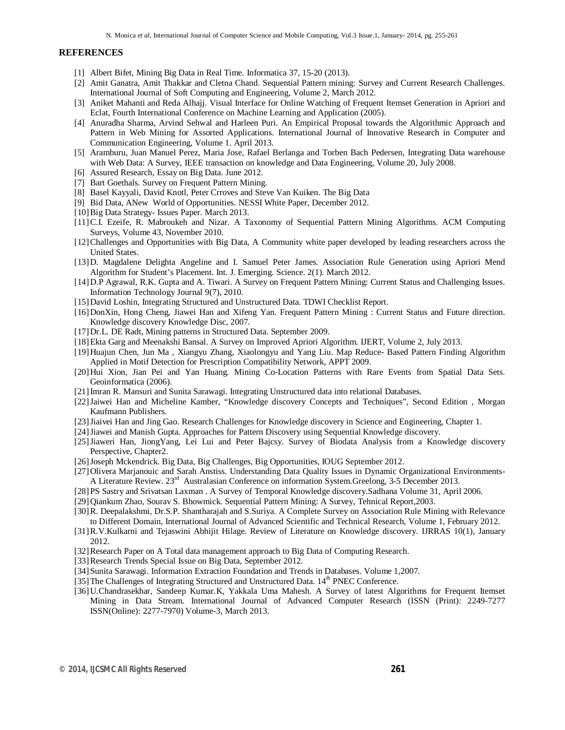## REFERENCES

[1] Albert Bifet, Mining Big Data in Real Time. Informatica 37, 15-20 (2013).

[2] Amit Ganatra, Amit Thakkar and Cletna Chand. Sequential Pattern mining: Survey and Current Research Challenges. International Journal of Soft Computing and Engineering, Volume 2, March 2012.

[3] Aniket Mahanti and Reda Alhajj. Visual Interface for Online Watching of Frequent Itemset Generation in Apriori and Eclat, Fourth International Conference on Machine Learning and Application (2005).

[4] Anuradha Sharma, Arvind Sehwal and Harleen Puri. An Empirical Proposal towards the Algorithmic Approach and Pattern in Web Mining for Assorted Applications. International Journal of Innovative Research in Computer and Communication Engineering, Volume 1. April 2013.

[5] Aramburu, Juan Manuel Perez, Maria Jose, Rafael Berlanga and Torben Bach Pedersen, Integrating Data warehouse with Web Data: A Survey, IEEE transaction on knowledge and Data Engineering, Volume 20, July 2008.

[6] Assured Research, Essay on Big Data. June 2012.

[7] Bart Goethals. Survey on Frequent Pattern Mining.

[8] Basel Kayyali, David Knotl, Peter Crroves and Steve Van Kuiken. The Big Data

[9] Bid Data, ANew World of Opportunities. NESSI White Paper, December 2012.

[10] Big Data Strategy- Issues Paper. March 2013.

[11] C.I. Ezeife, R. Mabroukeh and Nizar. A Taxonomy of Sequential Pattern Mining Algorithms. ACM Computing Surveys, Volume 43, November 2010.

[12] Challenges and Opportunities with Big Data, A Community white paper developed by leading researchers across the United States.

[13] D. Magdalene Delighta Angeline and I. Samuel Peter James. Association Rule Generation using Apriori Mend Algorithm for Student's Placement. Int. J. Emerging. Science. 2(1). March 2012.

[14] D.P Agrawal, R.K. Gupta and A. Tiwari. A Survey on Frequent Pattern Mining: Current Status and Challenging Issues. Information Technology Journal 9(7), 2010.

[15] David Loshin, Integrating Structured and Unstructured Data. TDWI Checklist Report.

[16] DonXin, Hong Cheng, Jiawei Han and Xifeng Yan. Frequent Pattern Mining : Current Status and Future direction. Knowledge discovery Knowledge Disc, 2007.

[17] Dr.L. DE Radt, Mining patterns in Structured Data. September 2009.

[18] Ekta Garg and Meenakshi Bansal. A Survey on Improved Apriori Algorithm. IJERT, Volume 2, July 2013.

[19] Huajun Chen, Jun Ma , Xiangyu Zhang, Xiaolongyu and Yang Liu. Map Reduce- Based Pattern Finding Algorithm Applied in Motif Detection for Prescription Compatibility Network, APPT 2009.

[20] Hui Xion, Jian Pei and Yan Huang. Mining Co-Location Patterns with Rare Events from Spatial Data Sets. Geoinformatica (2006).

[21] Imran R. Mansuri and Sunita Sarawagi. Integrating Unstructured data into relational Databases.

[22] Jaiwei Han and Micheline Kamber, "Knowledge discovery Concepts and Techniques", Second Edition , Morgan Kaufmann Publishers.

[23] Jiaivei Han and Jing Gao. Research Challenges for Knowledge discovery in Science and Engineering, Chapter 1.

[24] Jiawei and Manish Gupta. Approaches for Pattern Discovery using Sequential Knowledge discovery.

[25] Jiaweri Han, JiongYang, Lei Lui and Peter Bajcsy. Survey of Biodata Analysis from a Knowledge discovery Perspective, Chapter2.

[26] Joseph Mckendrick. Big Data, Big Challenges, Big Opportunities, IOUG September 2012.

[27] Olivera Marjanouic and Sarah Anstiss. Understanding Data Quality Issues in Dynamic Organizational Environments- A Literature Review. 23rd Australasian Conference on information System.Greelong, 3-5 December 2013.

[28] PS Sastry and Srivatsan Laxman . A Survey of Temporal Knowledge discovery.Sadhana Volume 31, April 2006.

[29] Qiankum Zhao, Sourav S. Bhowmick. Sequential Pattern Mining: A Survey, Tehnical Report,2003.

[30] R. Deepalakshmi, Dr.S.P. Shantharajah and S.Suriya. A Complete Survey on Association Rule Mining with Relevance to Different Domain, International Journal of Advanced Scientific and Technical Research, Volume 1, February 2012.

[31] R.V.Kulkarni and Tejaswini Abhijit Hilage. Review of Literature on Knowledge discovery. IJRRAS 10(1), January 2012.

[32] Research Paper on A Total data management approach to Big Data of Computing Research.

[33] Research Trends Special Issue on Big Data, September 2012.

[34] Sunita Sarawagi. Information Extraction Foundation and Trends in Databases. Volume 1,2007.

[35] The Challenges of Integrating Structured and Unstructured Data. 14th PNEC Conference.

[36] U.Chandrasekhar, Sandeep Kumar.K, Yakkala Uma Mahesh. A Survey of latest Algorithms for Frequent Itemset Mining in Data Stream. International Journal of Advanced Computer Research (ISSN (Print): 2249-7277 ISSN(Online): 2277-7970) Volume-3, March 2013.